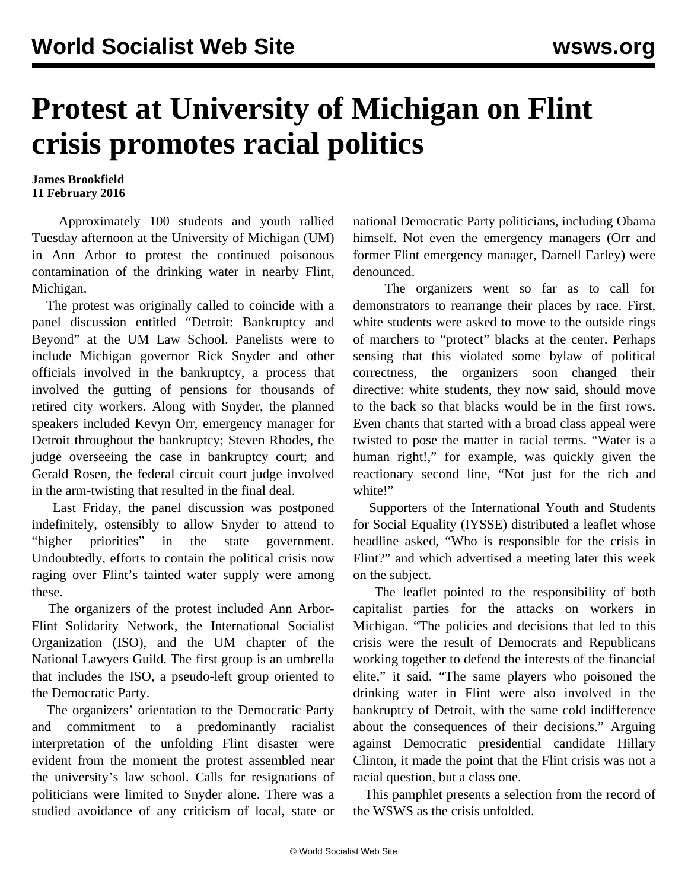# Protest at University of Michigan on Flint crisis promotes racial politics

**James Brookfield**
**11 February 2016**

Approximately 100 students and youth rallied Tuesday afternoon at the University of Michigan (UM) in Ann Arbor to protest the continued poisonous contamination of the drinking water in nearby Flint, Michigan.

The protest was originally called to coincide with a panel discussion entitled "Detroit: Bankruptcy and Beyond" at the UM Law School. Panelists were to include Michigan governor Rick Snyder and other officials involved in the bankruptcy, a process that involved the gutting of pensions for thousands of retired city workers. Along with Snyder, the planned speakers included Kevyn Orr, emergency manager for Detroit throughout the bankruptcy; Steven Rhodes, the judge overseeing the case in bankruptcy court; and Gerald Rosen, the federal circuit court judge involved in the arm-twisting that resulted in the final deal.

Last Friday, the panel discussion was postponed indefinitely, ostensibly to allow Snyder to attend to "higher priorities" in the state government. Undoubtedly, efforts to contain the political crisis now raging over Flint's tainted water supply were among these.

The organizers of the protest included Ann Arbor-Flint Solidarity Network, the International Socialist Organization (ISO), and the UM chapter of the National Lawyers Guild. The first group is an umbrella that includes the ISO, a pseudo-left group oriented to the Democratic Party.

The organizers' orientation to the Democratic Party and commitment to a predominantly racialist interpretation of the unfolding Flint disaster were evident from the moment the protest assembled near the university's law school. Calls for resignations of politicians were limited to Snyder alone. There was a studied avoidance of any criticism of local, state or national Democratic Party politicians, including Obama himself. Not even the emergency managers (Orr and former Flint emergency manager, Darnell Earley) were denounced.

The organizers went so far as to call for demonstrators to rearrange their places by race. First, white students were asked to move to the outside rings of marchers to "protect" blacks at the center. Perhaps sensing that this violated some bylaw of political correctness, the organizers soon changed their directive: white students, they now said, should move to the back so that blacks would be in the first rows. Even chants that started with a broad class appeal were twisted to pose the matter in racial terms. "Water is a human right!," for example, was quickly given the reactionary second line, "Not just for the rich and white!"

Supporters of the International Youth and Students for Social Equality (IYSSE) distributed a leaflet whose headline asked, "Who is responsible for the crisis in Flint?" and which advertised a meeting later this week on the subject.

The leaflet pointed to the responsibility of both capitalist parties for the attacks on workers in Michigan. "The policies and decisions that led to this crisis were the result of Democrats and Republicans working together to defend the interests of the financial elite," it said. "The same players who poisoned the drinking water in Flint were also involved in the bankruptcy of Detroit, with the same cold indifference about the consequences of their decisions." Arguing against Democratic presidential candidate Hillary Clinton, it made the point that the Flint crisis was not a racial question, but a class one.

This pamphlet presents a selection from the record of the WSWS as the crisis unfolded.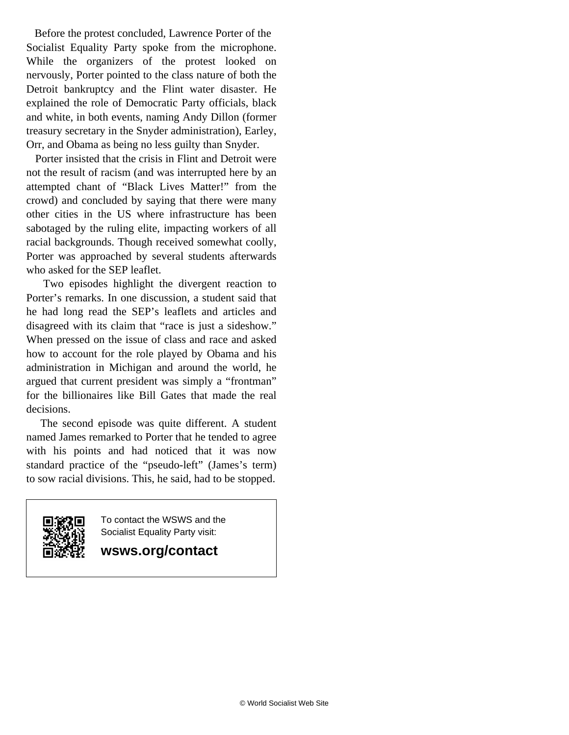Before the protest concluded, Lawrence Porter of the Socialist Equality Party spoke from the microphone. While the organizers of the protest looked on nervously, Porter pointed to the class nature of both the Detroit bankruptcy and the Flint water disaster. He explained the role of Democratic Party officials, black and white, in both events, naming Andy Dillon (former treasury secretary in the Snyder administration), Earley, Orr, and Obama as being no less guilty than Snyder.

Porter insisted that the crisis in Flint and Detroit were not the result of racism (and was interrupted here by an attempted chant of "Black Lives Matter!" from the crowd) and concluded by saying that there were many other cities in the US where infrastructure has been sabotaged by the ruling elite, impacting workers of all racial backgrounds. Though received somewhat coolly, Porter was approached by several students afterwards who asked for the SEP leaflet.

Two episodes highlight the divergent reaction to Porter's remarks. In one discussion, a student said that he had long read the SEP's leaflets and articles and disagreed with its claim that "race is just a sideshow." When pressed on the issue of class and race and asked how to account for the role played by Obama and his administration in Michigan and around the world, he argued that current president was simply a "frontman" for the billionaires like Bill Gates that made the real decisions.

The second episode was quite different. A student named James remarked to Porter that he tended to agree with his points and had noticed that it was now standard practice of the "pseudo-left" (James's term) to sow racial divisions. This, he said, had to be stopped.

To contact the WSWS and the Socialist Equality Party visit:

**wsws.org/contact**